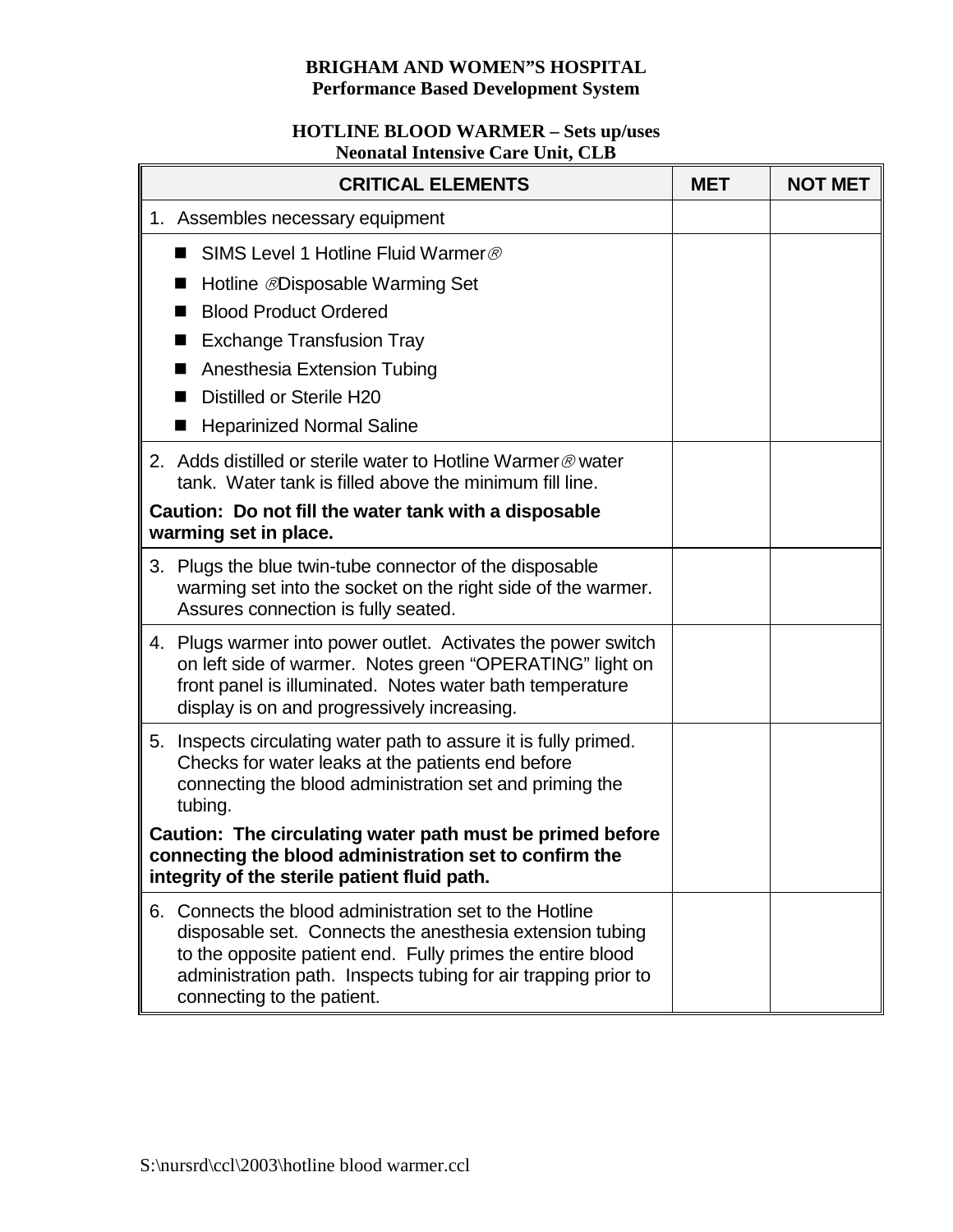**BRIGHAM AND WOMEN"S HOSPITAL**
**Performance Based Development System**

**HOTLINE BLOOD WARMER – Sets up/uses**
**Neonatal Intensive Care Unit, CLB**

| CRITICAL ELEMENTS | MET | NOT MET |
|---|---|---|
| 1. Assembles necessary equipment | | |
| ■ SIMS Level 1 Hotline Fluid Warmer® <br> ■ Hotline ®Disposable Warming Set <br> ■ Blood Product Ordered <br> ■ Exchange Transfusion Tray <br> ■ Anesthesia Extension Tubing <br> ■ Distilled or Sterile H20 <br> ■ Heparinized Normal Saline | | |
| 2. Adds distilled or sterile water to Hotline Warmer® water tank. Water tank is filled above the minimum fill line. <br> **Caution: Do not fill the water tank with a disposable warming set in place.** | | |
| 3. Plugs the blue twin-tube connector of the disposable warming set into the socket on the right side of the warmer. Assures connection is fully seated. | | |
| 4. Plugs warmer into power outlet. Activates the power switch on left side of warmer. Notes green "OPERATING" light on front panel is illuminated. Notes water bath temperature display is on and progressively increasing. | | |
| 5. Inspects circulating water path to assure it is fully primed. Checks for water leaks at the patients end before connecting the blood administration set and priming the tubing. <br> **Caution: The circulating water path must be primed before connecting the blood administration set to confirm the integrity of the sterile patient fluid path.** | | |
| 6. Connects the blood administration set to the Hotline disposable set. Connects the anesthesia extension tubing to the opposite patient end. Fully primes the entire blood administration path. Inspects tubing for air trapping prior to connecting to the patient. | | |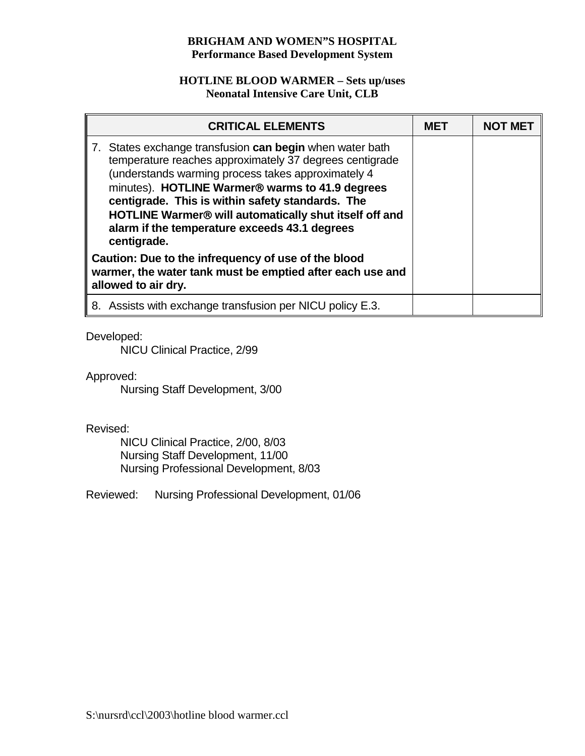**BRIGHAM AND WOMEN"S HOSPITAL**
**Performance Based Development System**

**HOTLINE BLOOD WARMER – Sets up/uses**
**Neonatal Intensive Care Unit, CLB**

| CRITICAL ELEMENTS | MET | NOT MET |
|---|---|---|
| 7. States exchange transfusion **can begin** when water bath temperature reaches approximately 37 degrees centigrade (understands warming process takes approximately 4 minutes). **HOTLINE Warmer® warms to 41.9 degrees centigrade. This is within safety standards. The HOTLINE Warmer® will automatically shut itself off and alarm if the temperature exceeds 43.1 degrees centigrade.** **Caution: Due to the infrequency of use of the blood warmer, the water tank must be emptied after each use and allowed to air dry.** | | |
| 8. Assists with exchange transfusion per NICU policy E.3. | | |

Developed:
NICU Clinical Practice, 2/99

Approved:
Nursing Staff Development, 3/00

Revised:
NICU Clinical Practice, 2/00, 8/03
Nursing Staff Development, 11/00
Nursing Professional Development, 8/03

Reviewed: Nursing Professional Development, 01/06

S:\nursrd\ccl\2003\hotline blood warmer.ccl